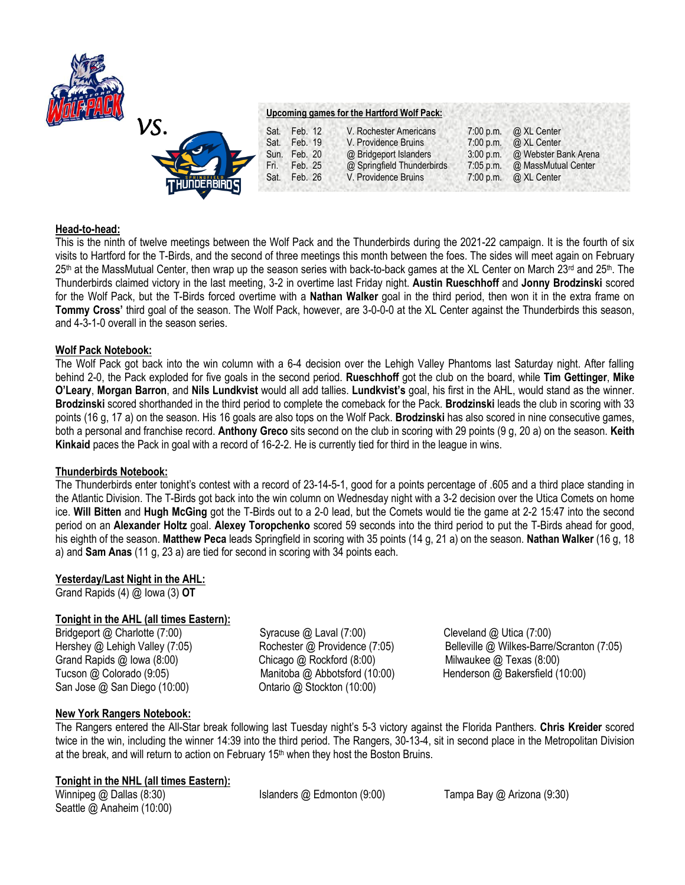vs.

**Upcoming games for the Hartford Wolf Pack:**

| | | | | |
|---|---|---|---|---|
| Sat. | Feb. 12 | V. Rochester Americans | 7:00 p.m. | @ XL Center |
| Sat. | Feb. 19 | V. Providence Bruins | 7:00 p.m. | @ XL Center |
| Sun. | Feb. 20 | @ Bridgeport Islanders | 3:00 p.m. | @ Webster Bank Arena |
| Fri. | Feb. 25 | @ Springfield Thunderbirds | 7:05 p.m. | @ MassMutual Center |
| Sat. | Feb. 26 | V. Providence Bruins | 7:00 p.m. | @ XL Center |

## Head-to-head:

This is the ninth of twelve meetings between the Wolf Pack and the Thunderbirds during the 2021-22 campaign. It is the fourth of six visits to Hartford for the T-Birds, and the second of three meetings this month between the foes. The sides will meet again on February 25th at the MassMutual Center, then wrap up the season series with back-to-back games at the XL Center on March 23rd and 25th. The Thunderbirds claimed victory in the last meeting, 3-2 in overtime last Friday night. **Austin Rueschhoff** and **Jonny Brodzinski** scored for the Wolf Pack, but the T-Birds forced overtime with a **Nathan Walker** goal in the third period, then won it in the extra frame on **Tommy Cross'** third goal of the season. The Wolf Pack, however, are 3-0-0-0 at the XL Center against the Thunderbirds this season, and 4-3-1-0 overall in the season series.

## Wolf Pack Notebook:

The Wolf Pack got back into the win column with a 6-4 decision over the Lehigh Valley Phantoms last Saturday night. After falling behind 2-0, the Pack exploded for five goals in the second period. **Rueschhoff** got the club on the board, while **Tim Gettinger**, **Mike O'Leary**, **Morgan Barron**, and **Nils Lundkvist** would all add tallies. **Lundkvist's** goal, his first in the AHL, would stand as the winner. **Brodzinski** scored shorthanded in the third period to complete the comeback for the Pack. **Brodzinski** leads the club in scoring with 33 points (16 g, 17 a) on the season. His 16 goals are also tops on the Wolf Pack. **Brodzinski** has also scored in nine consecutive games, both a personal and franchise record. **Anthony Greco** sits second on the club in scoring with 29 points (9 g, 20 a) on the season. **Keith Kinkaid** paces the Pack in goal with a record of 16-2-2. He is currently tied for third in the league in wins.

## Thunderbirds Notebook:

The Thunderbirds enter tonight's contest with a record of 23-14-5-1, good for a points percentage of .605 and a third place standing in the Atlantic Division. The T-Birds got back into the win column on Wednesday night with a 3-2 decision over the Utica Comets on home ice. **Will Bitten** and **Hugh McGing** got the T-Birds out to a 2-0 lead, but the Comets would tie the game at 2-2 15:47 into the second period on an **Alexander Holtz** goal. **Alexey Toropchenko** scored 59 seconds into the third period to put the T-Birds ahead for good, his eighth of the season. **Matthew Peca** leads Springfield in scoring with 35 points (14 g, 21 a) on the season. **Nathan Walker** (16 g, 18 a) and **Sam Anas** (11 g, 23 a) are tied for second in scoring with 34 points each.

## Yesterday/Last Night in the AHL:

Grand Rapids (4) @ Iowa (3) **OT**

## Tonight in the AHL (all times Eastern):

Bridgeport @ Charlotte (7:00)
Hershey @ Lehigh Valley (7:05)
Grand Rapids @ Iowa (8:00)
Tucson @ Colorado (9:05)
San Jose @ San Diego (10:00)
Syracuse @ Laval (7:00)
Rochester @ Providence (7:05)
Chicago @ Rockford (8:00)
Manitoba @ Abbotsford (10:00)
Ontario @ Stockton (10:00)
Cleveland @ Utica (7:00)
Belleville @ Wilkes-Barre/Scranton (7:05)
Milwaukee @ Texas (8:00)
Henderson @ Bakersfield (10:00)

## New York Rangers Notebook:

The Rangers entered the All-Star break following last Tuesday night's 5-3 victory against the Florida Panthers. **Chris Kreider** scored twice in the win, including the winner 14:39 into the third period. The Rangers, 30-13-4, sit in second place in the Metropolitan Division at the break, and will return to action on February 15th when they host the Boston Bruins.

## Tonight in the NHL (all times Eastern):

Winnipeg @ Dallas (8:30)
Seattle @ Anaheim (10:00)
Islanders @ Edmonton (9:00)
Tampa Bay @ Arizona (9:30)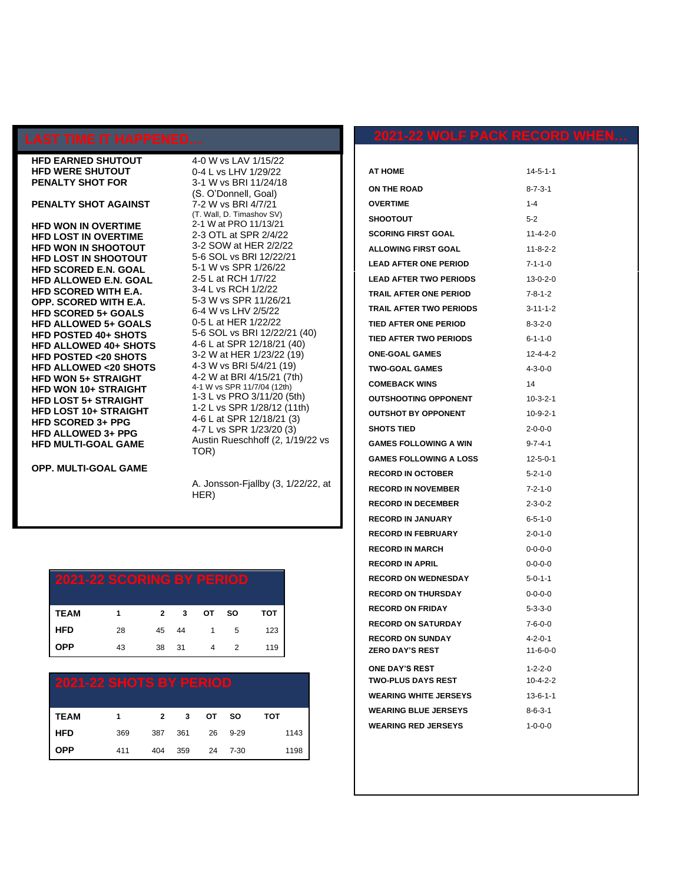## LAST TIME IT HAPPENED…

| | |
|---|---|
| **HFD EARNED SHUTOUT** | 4-0 W vs LAV 1/15/22 |
| **HFD WERE SHUTOUT** | 0-4 L vs LHV 1/29/22 |
| **PENALTY SHOT FOR** | 3-1 W vs BRI 11/24/18 (S. O'Donnell, Goal) |
| **PENALTY SHOT AGAINST** | 7-2 W vs BRI 4/7/21 (T. Wall, D. Timashov SV) |
| **HFD WON IN OVERTIME** | 2-1 W at PRO 11/13/21 |
| **HFD LOST IN OVERTIME** | 2-3 OTL at SPR 2/4/22 |
| **HFD WON IN SHOOTOUT** | 3-2 SOW at HER 2/2/22 |
| **HFD LOST IN SHOOTOUT** | 5-6 SOL vs BRI 12/22/21 |
| **HFD SCORED E.N. GOAL** | 5-1 W vs SPR 1/26/22 |
| **HFD ALLOWED E.N. GOAL** | 2-5 L at RCH 1/7/22 |
| **HFD SCORED WITH E.A.** | 3-4 L vs RCH 1/2/22 |
| **OPP. SCORED WITH E.A.** | 5-3 W vs SPR 11/26/21 |
| **HFD SCORED 5+ GOALS** | 6-4 W vs LHV 2/5/22 |
| **HFD ALLOWED 5+ GOALS** | 0-5 L at HER 1/22/22 |
| **HFD POSTED 40+ SHOTS** | 5-6 SOL vs BRI 12/22/21 (40) |
| **HFD ALLOWED 40+ SHOTS** | 4-6 L at SPR 12/18/21 (40) |
| **HFD POSTED <20 SHOTS** | 3-2 W at HER 1/23/22 (19) |
| **HFD ALLOWED <20 SHOTS** | 4-3 W vs BRI 5/4/21 (19) |
| **HFD WON 5+ STRAIGHT** | 4-2 W at BRI 4/15/21 (7th) |
| **HFD WON 10+ STRAIGHT** | 4-1 W vs SPR 11/7/04 (12th) |
| **HFD LOST 5+ STRAIGHT** | 1-3 L vs PRO 3/11/20 (5th) |
| **HFD LOST 10+ STRAIGHT** | 1-2 L vs SPR 1/28/12 (11th) |
| **HFD SCORED 3+ PPG** | 4-6 L at SPR 12/18/21 (3) |
| **HFD ALLOWED 3+ PPG** | 4-7 L vs SPR 1/23/20 (3) |
| **HFD MULTI-GOAL GAME** | Austin Rueschhoff (2, 1/19/22 vs TOR) |
| **OPP. MULTI-GOAL GAME** | A. Jonsson-Fjallby (3, 1/22/22, at HER) |

## 2021-22 WOLF PACK RECORD WHEN…

| | |
|---|---|
| **AT HOME** | 14-5-1-1 |
| **ON THE ROAD** | 8-7-3-1 |
| **OVERTIME** | 1-4 |
| **SHOOTOUT** | 5-2 |
| **SCORING FIRST GOAL** | 11-4-2-0 |
| **ALLOWING FIRST GOAL** | 11-8-2-2 |
| **LEAD AFTER ONE PERIOD** | 7-1-1-0 |
| **LEAD AFTER TWO PERIODS** | 13-0-2-0 |
| **TRAIL AFTER ONE PERIOD** | 7-8-1-2 |
| **TRAIL AFTER TWO PERIODS** | 3-11-1-2 |
| **TIED AFTER ONE PERIOD** | 8-3-2-0 |
| **TIED AFTER TWO PERIODS** | 6-1-1-0 |
| **ONE-GOAL GAMES** | 12-4-4-2 |
| **TWO-GOAL GAMES** | 4-3-0-0 |
| **COMEBACK WINS** | 14 |
| **OUTSHOOTING OPPONENT** | 10-3-2-1 |
| **OUTSHOT BY OPPONENT** | 10-9-2-1 |
| **SHOTS TIED** | 2-0-0-0 |
| **GAMES FOLLOWING A WIN** | 9-7-4-1 |
| **GAMES FOLLOWING A LOSS** | 12-5-0-1 |
| **RECORD IN OCTOBER** | 5-2-1-0 |
| **RECORD IN NOVEMBER** | 7-2-1-0 |
| **RECORD IN DECEMBER** | 2-3-0-2 |
| **RECORD IN JANUARY** | 6-5-1-0 |
| **RECORD IN FEBRUARY** | 2-0-1-0 |
| **RECORD IN MARCH** | 0-0-0-0 |
| **RECORD IN APRIL** | 0-0-0-0 |
| **RECORD ON WEDNESDAY** | 5-0-1-1 |
| **RECORD ON THURSDAY** | 0-0-0-0 |
| **RECORD ON FRIDAY** | 5-3-3-0 |
| **RECORD ON SATURDAY** | 7-6-0-0 |
| **RECORD ON SUNDAY** | 4-2-0-1 |
| **ZERO DAY'S REST** | 11-6-0-0 |
| **ONE DAY'S REST** | 1-2-2-0 |
| **TWO-PLUS DAYS REST** | 10-4-2-2 |
| **WEARING WHITE JERSEYS** | 13-6-1-1 |
| **WEARING BLUE JERSEYS** | 8-6-3-1 |
| **WEARING RED JERSEYS** | 1-0-0-0 |

## 2021-22 SCORING BY PERIOD

| TEAM | 1 | 2 | 3 | OT | SO | TOT |
|---|---|---|---|---|---|---|
| **HFD** | 28 | 45 | 44 | 1 | 5 | 123 |
| **OPP** | 43 | 38 | 31 | 4 | 2 | 119 |

## 2021-22 SHOTS BY PERIOD

| TEAM | 1 | 2 | 3 | OT | SO | TOT |
|---|---|---|---|---|---|---|
| **HFD** | 369 | 387 | 361 | 26 | 9-29 | 1143 |
| **OPP** | 411 | 404 | 359 | 24 | 7-30 | 1198 |